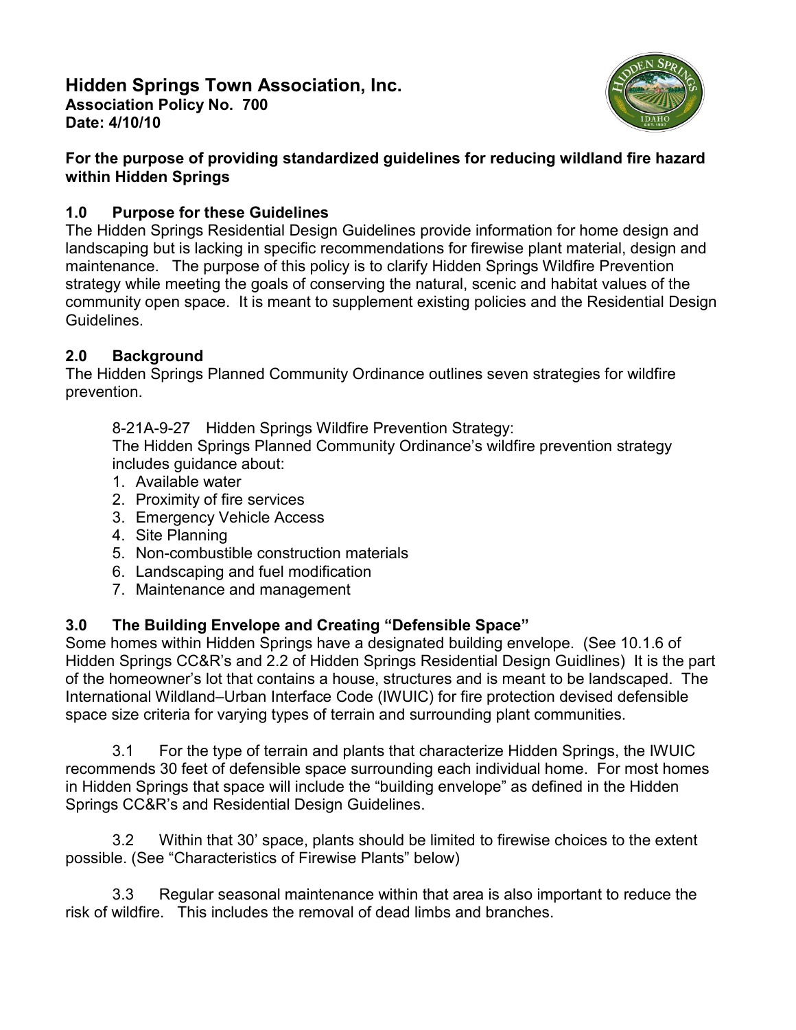# Hidden Springs Town Association, Inc.

**Association Policy No. 700**
**Date: 4/10/10**

**For the purpose of providing standardized guidelines for reducing wildland fire hazard within Hidden Springs**

## 1.0 Purpose for these Guidelines

The Hidden Springs Residential Design Guidelines provide information for home design and landscaping but is lacking in specific recommendations for firewise plant material, design and maintenance. The purpose of this policy is to clarify Hidden Springs Wildfire Prevention strategy while meeting the goals of conserving the natural, scenic and habitat values of the community open space. It is meant to supplement existing policies and the Residential Design Guidelines.

## 2.0 Background

The Hidden Springs Planned Community Ordinance outlines seven strategies for wildfire prevention.

8-21A-9-27 Hidden Springs Wildfire Prevention Strategy:
The Hidden Springs Planned Community Ordinance's wildfire prevention strategy includes guidance about:

1. Available water
2. Proximity of fire services
3. Emergency Vehicle Access
4. Site Planning
5. Non-combustible construction materials
6. Landscaping and fuel modification
7. Maintenance and management

## 3.0 The Building Envelope and Creating "Defensible Space"

Some homes within Hidden Springs have a designated building envelope. (See 10.1.6 of Hidden Springs CC&R's and 2.2 of Hidden Springs Residential Design Guidlines) It is the part of the homeowner's lot that contains a house, structures and is meant to be landscaped. The International Wildland–Urban Interface Code (IWUIC) for fire protection devised defensible space size criteria for varying types of terrain and surrounding plant communities.

3.1 For the type of terrain and plants that characterize Hidden Springs, the IWUIC recommends 30 feet of defensible space surrounding each individual home. For most homes in Hidden Springs that space will include the "building envelope" as defined in the Hidden Springs CC&R's and Residential Design Guidelines.

3.2 Within that 30' space, plants should be limited to firewise choices to the extent possible. (See "Characteristics of Firewise Plants" below)

3.3 Regular seasonal maintenance within that area is also important to reduce the risk of wildfire. This includes the removal of dead limbs and branches.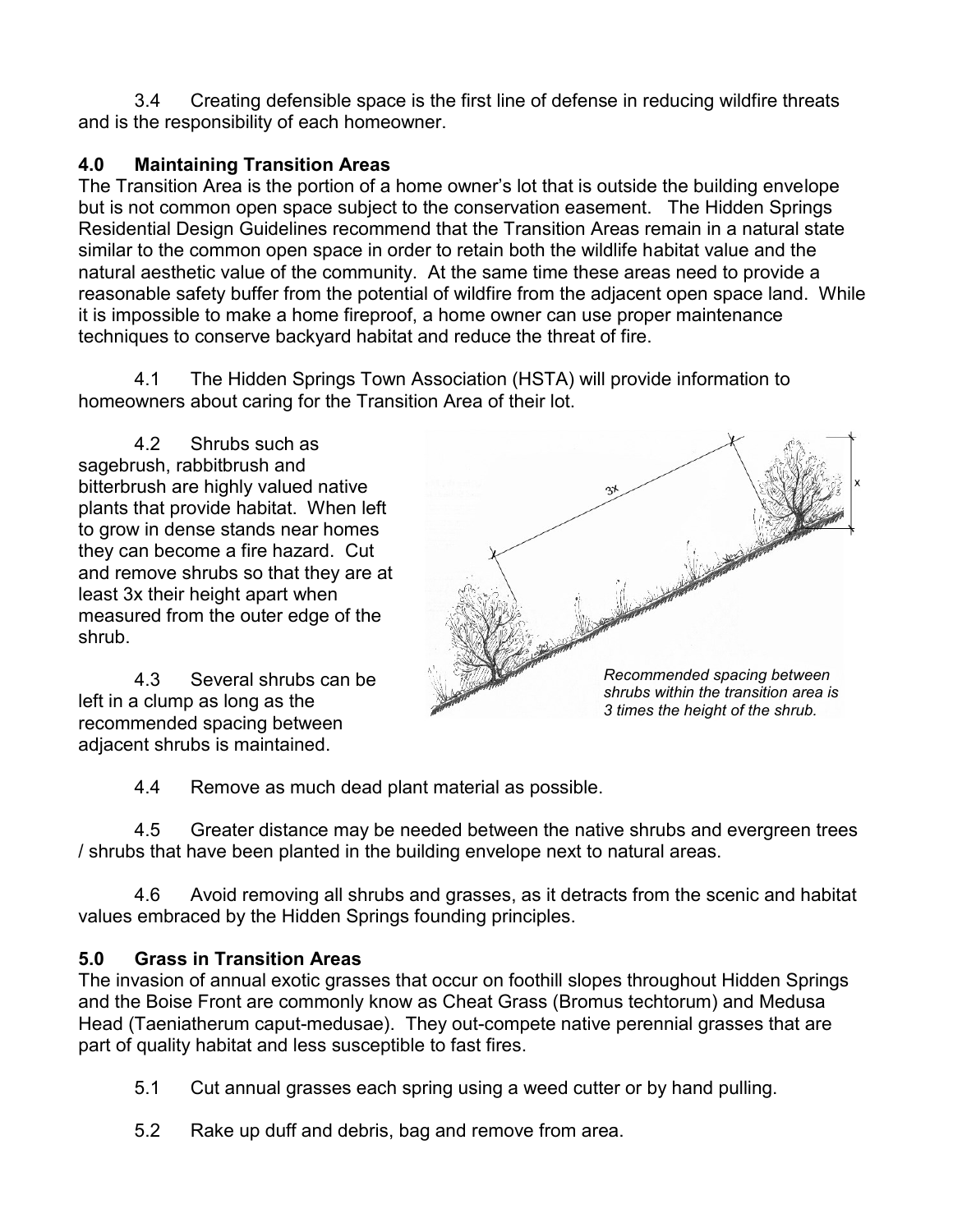3.4 Creating defensible space is the first line of defense in reducing wildfire threats and is the responsibility of each homeowner.

## 4.0 Maintaining Transition Areas

The Transition Area is the portion of a home owner's lot that is outside the building envelope but is not common open space subject to the conservation easement. The Hidden Springs Residential Design Guidelines recommend that the Transition Areas remain in a natural state similar to the common open space in order to retain both the wildlife habitat value and the natural aesthetic value of the community. At the same time these areas need to provide a reasonable safety buffer from the potential of wildfire from the adjacent open space land. While it is impossible to make a home fireproof, a home owner can use proper maintenance techniques to conserve backyard habitat and reduce the threat of fire.

4.1 The Hidden Springs Town Association (HSTA) will provide information to homeowners about caring for the Transition Area of their lot.

4.2 Shrubs such as sagebrush, rabbitbrush and bitterbrush are highly valued native plants that provide habitat. When left to grow in dense stands near homes they can become a fire hazard. Cut and remove shrubs so that they are at least 3x their height apart when measured from the outer edge of the shrub.

4.3 Several shrubs can be left in a clump as long as the recommended spacing between adjacent shrubs is maintained.

*Recommended spacing between shrubs within the transition area is 3 times the height of the shrub.*

4.4 Remove as much dead plant material as possible.

4.5 Greater distance may be needed between the native shrubs and evergreen trees / shrubs that have been planted in the building envelope next to natural areas.

4.6 Avoid removing all shrubs and grasses, as it detracts from the scenic and habitat values embraced by the Hidden Springs founding principles.

## 5.0 Grass in Transition Areas

The invasion of annual exotic grasses that occur on foothill slopes throughout Hidden Springs and the Boise Front are commonly know as Cheat Grass (Bromus techtorum) and Medusa Head (Taeniatherum caput-medusae). They out-compete native perennial grasses that are part of quality habitat and less susceptible to fast fires.

5.1 Cut annual grasses each spring using a weed cutter or by hand pulling.

5.2 Rake up duff and debris, bag and remove from area.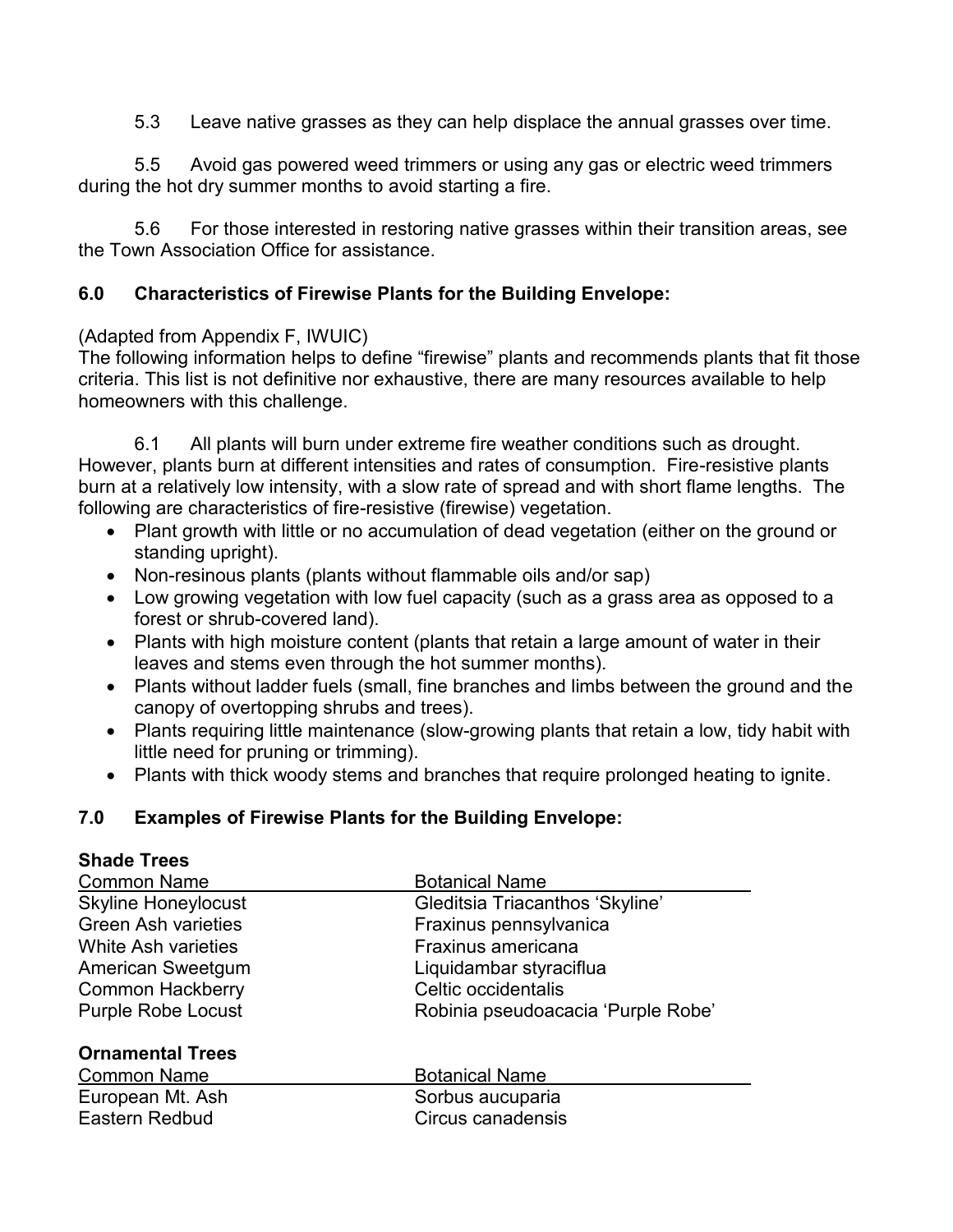5.3 Leave native grasses as they can help displace the annual grasses over time.

5.5 Avoid gas powered weed trimmers or using any gas or electric weed trimmers during the hot dry summer months to avoid starting a fire.

5.6 For those interested in restoring native grasses within their transition areas, see the Town Association Office for assistance.

## 6.0 Characteristics of Firewise Plants for the Building Envelope:

(Adapted from Appendix F, IWUIC)
The following information helps to define "firewise" plants and recommends plants that fit those criteria. This list is not definitive nor exhaustive, there are many resources available to help homeowners with this challenge.

6.1 All plants will burn under extreme fire weather conditions such as drought. However, plants burn at different intensities and rates of consumption. Fire-resistive plants burn at a relatively low intensity, with a slow rate of spread and with short flame lengths. The following are characteristics of fire-resistive (firewise) vegetation.

- Plant growth with little or no accumulation of dead vegetation (either on the ground or standing upright).
- Non-resinous plants (plants without flammable oils and/or sap)
- Low growing vegetation with low fuel capacity (such as a grass area as opposed to a forest or shrub-covered land).
- Plants with high moisture content (plants that retain a large amount of water in their leaves and stems even through the hot summer months).
- Plants without ladder fuels (small, fine branches and limbs between the ground and the canopy of overtopping shrubs and trees).
- Plants requiring little maintenance (slow-growing plants that retain a low, tidy habit with little need for pruning or trimming).
- Plants with thick woody stems and branches that require prolonged heating to ignite.

## 7.0 Examples of Firewise Plants for the Building Envelope:

**Shade Trees**

| Common Name | Botanical Name |
|---|---|
| Skyline Honeylocust | Gleditsia Triacanthos 'Skyline' |
| Green Ash varieties | Fraxinus pennsylvanica |
| White Ash varieties | Fraxinus americana |
| American Sweetgum | Liquidambar styraciflua |
| Common Hackberry | Celtic occidentalis |
| Purple Robe Locust | Robinia pseudoacacia 'Purple Robe' |

**Ornamental Trees**

| Common Name | Botanical Name |
|---|---|
| European Mt. Ash | Sorbus aucuparia |
| Eastern Redbud | Circus canadensis |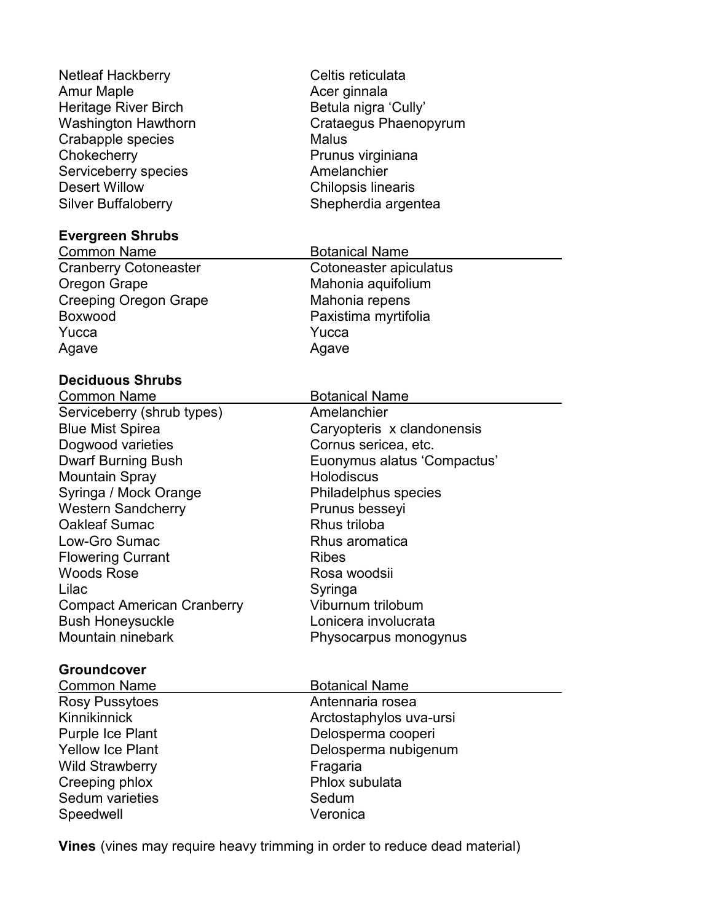| | |
|---|---|
| Netleaf Hackberry | Celtis reticulata |
| Amur Maple | Acer ginnala |
| Heritage River Birch | Betula nigra ‘Cully’ |
| Washington Hawthorn | Crataegus Phaenopyrum |
| Crabapple species | Malus |
| Chokecherry | Prunus virginiana |
| Serviceberry species | Amelanchier |
| Desert Willow | Chilopsis linearis |
| Silver Buffaloberry | Shepherdia argentea |

**Evergreen Shrubs**

| Common Name | Botanical Name |
|---|---|
| Cranberry Cotoneaster | Cotoneaster apiculatus |
| Oregon Grape | Mahonia aquifolium |
| Creeping Oregon Grape | Mahonia repens |
| Boxwood | Paxistima myrtifolia |
| Yucca | Yucca |
| Agave | Agave |

**Deciduous Shrubs**

| Common Name | Botanical Name |
|---|---|
| Serviceberry (shrub types) | Amelanchier |
| Blue Mist Spirea | Caryopteris x clandonensis |
| Dogwood varieties | Cornus sericea, etc. |
| Dwarf Burning Bush | Euonymus alatus ‘Compactus’ |
| Mountain Spray | Holodiscus |
| Syringa / Mock Orange | Philadelphus species |
| Western Sandcherry | Prunus besseyi |
| Oakleaf Sumac | Rhus triloba |
| Low-Gro Sumac | Rhus aromatica |
| Flowering Currant | Ribes |
| Woods Rose | Rosa woodsii |
| Lilac | Syringa |
| Compact American Cranberry | Viburnum trilobum |
| Bush Honeysuckle | Lonicera involucrata |
| Mountain ninebark | Physocarpus monogynus |

**Groundcover**

| Common Name | Botanical Name |
|---|---|
| Rosy Pussytoes | Antennaria rosea |
| Kinnikinnick | Arctostaphylos uva-ursi |
| Purple Ice Plant | Delosperma cooperi |
| Yellow Ice Plant | Delosperma nubigenum |
| Wild Strawberry | Fragaria |
| Creeping phlox | Phlox subulata |
| Sedum varieties | Sedum |
| Speedwell | Veronica |

**Vines** (vines may require heavy trimming in order to reduce dead material)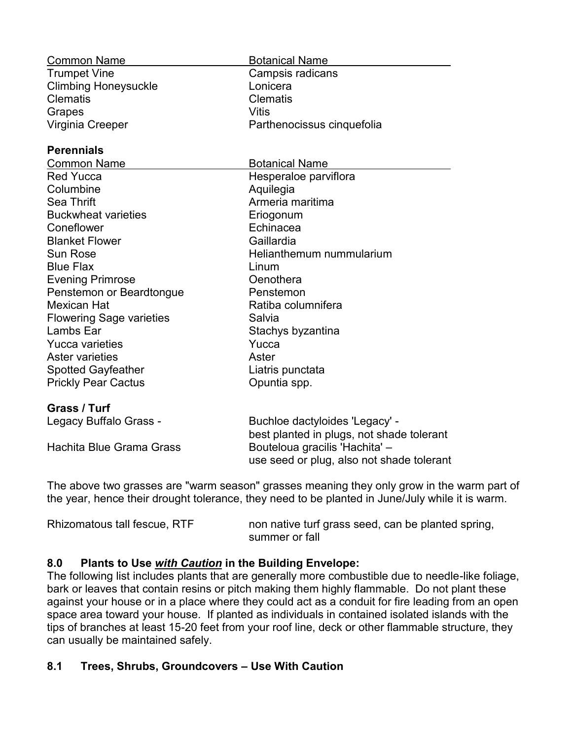| Common Name | Botanical Name |
|---|---|
| Trumpet Vine | Campsis radicans |
| Climbing Honeysuckle | Lonicera |
| Clematis | Clematis |
| Grapes | Vitis |
| Virginia Creeper | Parthenocissus cinquefolia |

**Perennials**

| Common Name | Botanical Name |
|---|---|
| Red Yucca | Hesperaloe parviflora |
| Columbine | Aquilegia |
| Sea Thrift | Armeria maritima |
| Buckwheat varieties | Eriogonum |
| Coneflower | Echinacea |
| Blanket Flower | Gaillardia |
| Sun Rose | Helianthemum nummularium |
| Blue Flax | Linum |
| Evening Primrose | Oenothera |
| Penstemon or Beardtongue | Penstemon |
| Mexican Hat | Ratiba columnifera |
| Flowering Sage varieties | Salvia |
| Lambs Ear | Stachys byzantina |
| Yucca varieties | Yucca |
| Aster varieties | Aster |
| Spotted Gayfeather | Liatris punctata |
| Prickly Pear Cactus | Opuntia spp. |

**Grass / Turf**

| | |
|---|---|
| Legacy Buffalo Grass - | Buchloe dactyloides 'Legacy' - best planted in plugs, not shade tolerant |
| Hachita Blue Grama Grass | Bouteloua gracilis 'Hachita' – use seed or plug, also not shade tolerant |

The above two grasses are "warm season" grasses meaning they only grow in the warm part of the year, hence their drought tolerance, they need to be planted in June/July while it is warm.

| | |
|---|---|
| Rhizomatous tall fescue, RTF | non native turf grass seed, can be planted spring, summer or fall |

## 8.0 Plants to Use ***with Caution*** in the Building Envelope:

The following list includes plants that are generally more combustible due to needle-like foliage, bark or leaves that contain resins or pitch making them highly flammable. Do not plant these against your house or in a place where they could act as a conduit for fire leading from an open space area toward your house. If planted as individuals in contained isolated islands with the tips of branches at least 15-20 feet from your roof line, deck or other flammable structure, they can usually be maintained safely.

## 8.1 Trees, Shrubs, Groundcovers – Use With Caution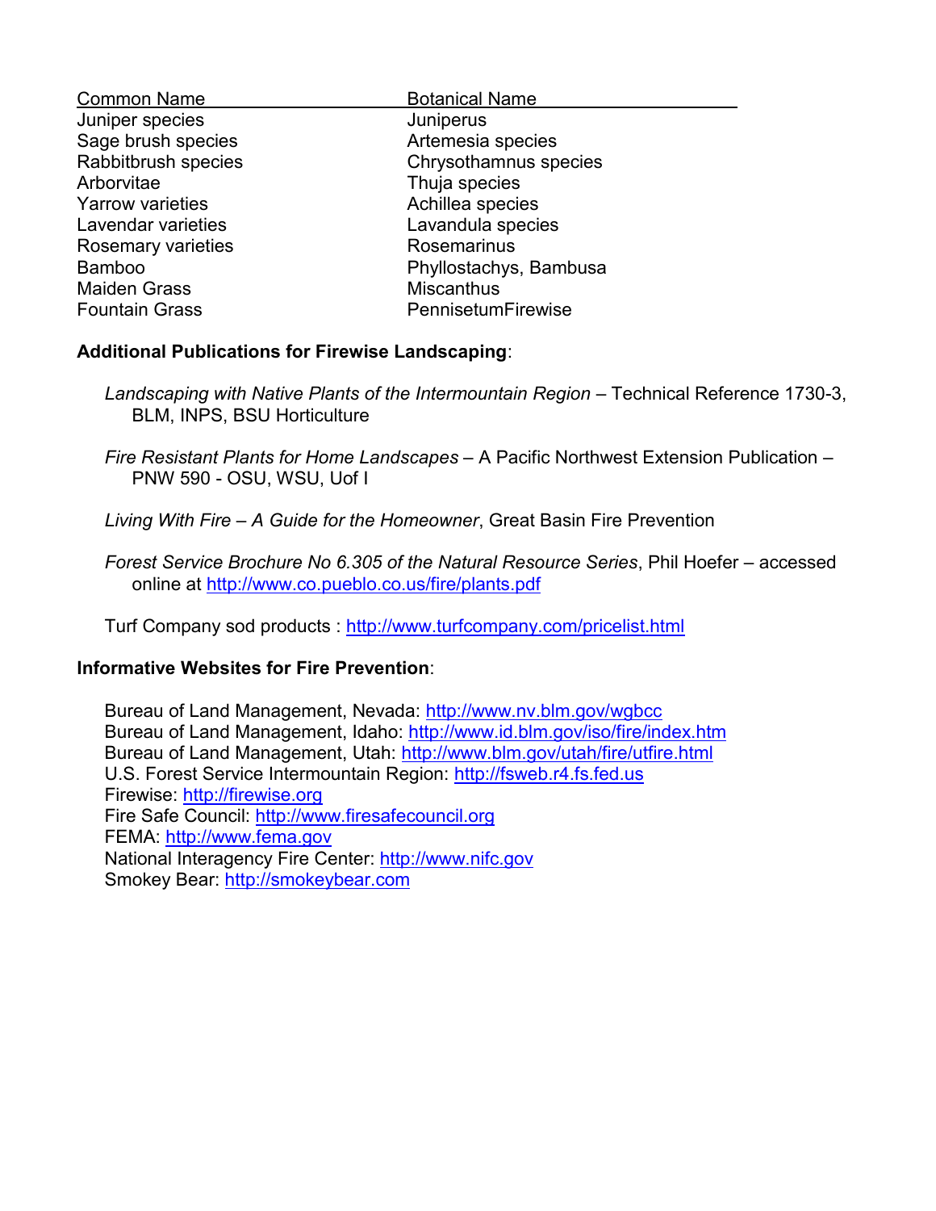| Common Name | Botanical Name |
|---|---|
| Juniper species | Juniperus |
| Sage brush species | Artemesia species |
| Rabbitbrush species | Chrysothamnus species |
| Arborvitae | Thuja species |
| Yarrow varieties | Achillea species |
| Lavendar varieties | Lavandula species |
| Rosemary varieties | Rosemarinus |
| Bamboo | Phyllostachys, Bambusa |
| Maiden Grass | Miscanthus |
| Fountain Grass | PennisetumFirewise |

**Additional Publications for Firewise Landscaping**:

*Landscaping with Native Plants of the Intermountain Region* – Technical Reference 1730-3, BLM, INPS, BSU Horticulture

*Fire Resistant Plants for Home Landscapes* – A Pacific Northwest Extension Publication – PNW 590 - OSU, WSU, Uof I

*Living With Fire – A Guide for the Homeowner*, Great Basin Fire Prevention

*Forest Service Brochure No 6.305 of the Natural Resource Series*, Phil Hoefer – accessed online at http://www.co.pueblo.co.us/fire/plants.pdf

Turf Company sod products : http://www.turfcompany.com/pricelist.html

**Informative Websites for Fire Prevention**:

Bureau of Land Management, Nevada: http://www.nv.blm.gov/wgbcc
Bureau of Land Management, Idaho: http://www.id.blm.gov/iso/fire/index.htm
Bureau of Land Management, Utah: http://www.blm.gov/utah/fire/utfire.html
U.S. Forest Service Intermountain Region: http://fsweb.r4.fs.fed.us
Firewise: http://firewise.org
Fire Safe Council: http://www.firesafecouncil.org
FEMA: http://www.fema.gov
National Interagency Fire Center: http://www.nifc.gov
Smokey Bear: http://smokeybear.com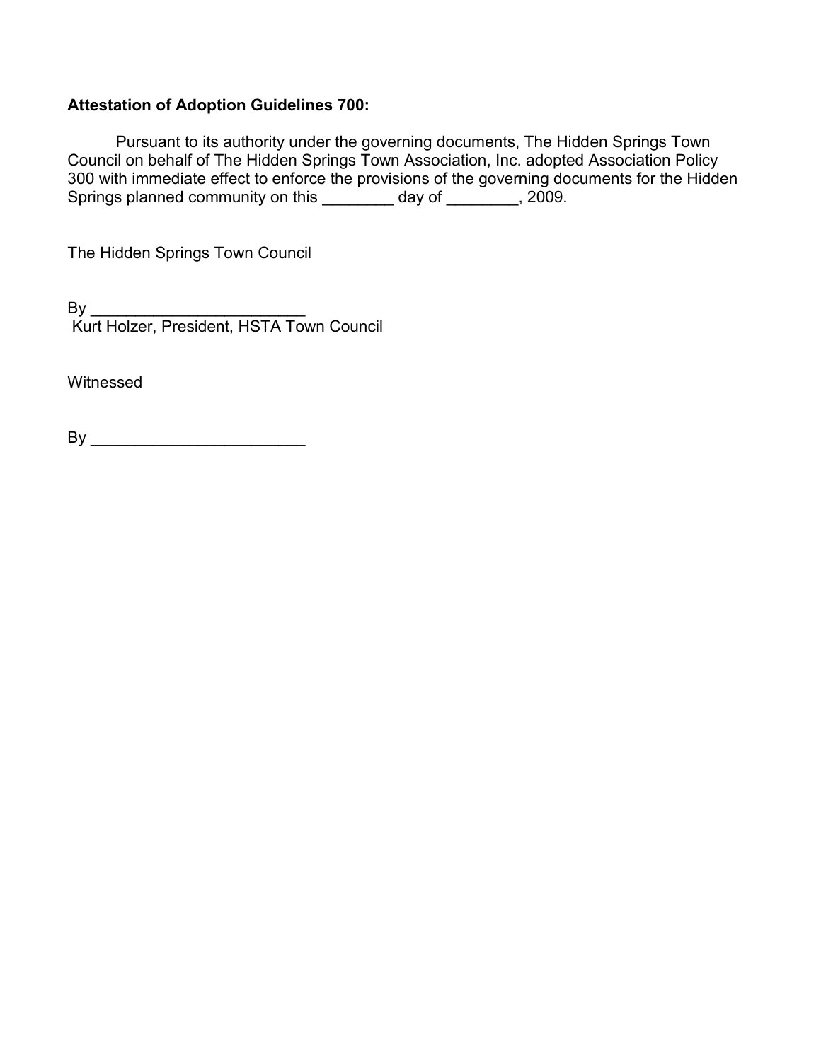**Attestation of Adoption Guidelines 700:**

Pursuant to its authority under the governing documents, The Hidden Springs Town Council on behalf of The Hidden Springs Town Association, Inc. adopted Association Policy 300 with immediate effect to enforce the provisions of the governing documents for the Hidden Springs planned community on this ________ day of ________, 2009.

The Hidden Springs Town Council

By ________________________
Kurt Holzer, President, HSTA Town Council

Witnessed

By ________________________